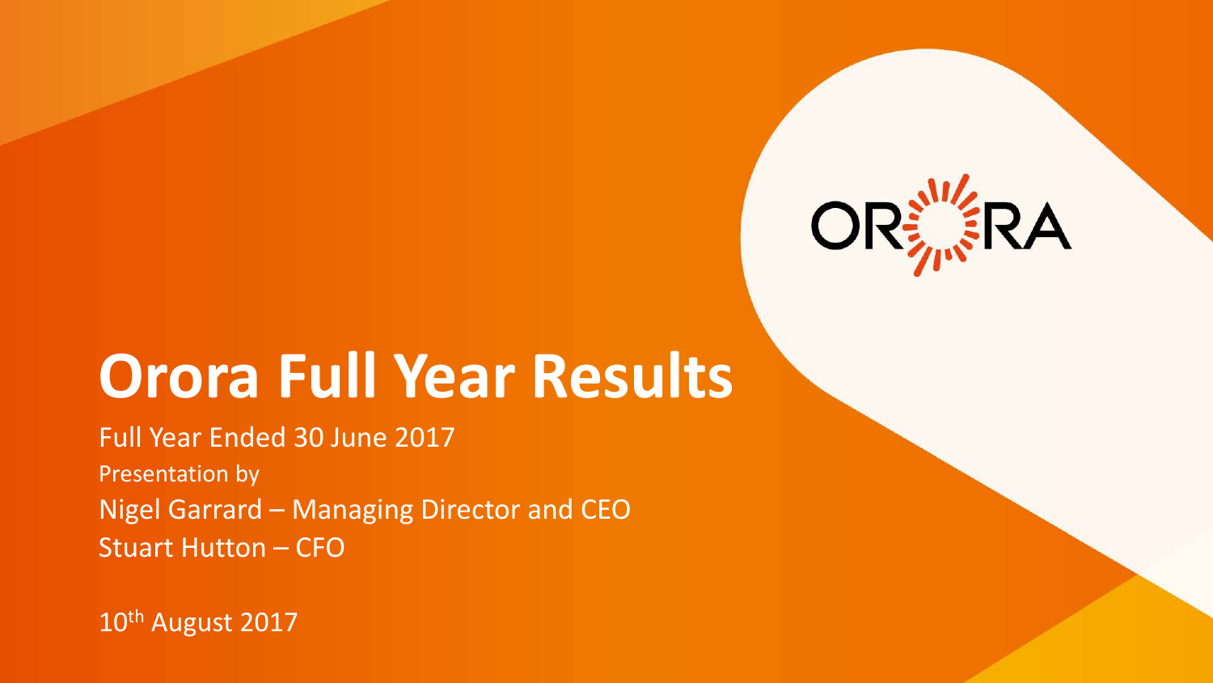ORORA

# Orora Full Year Results

Full Year Ended 30 June 2017

Presentation by

Nigel Garrard – Managing Director and CEO

Stuart Hutton – CFO

10th August 2017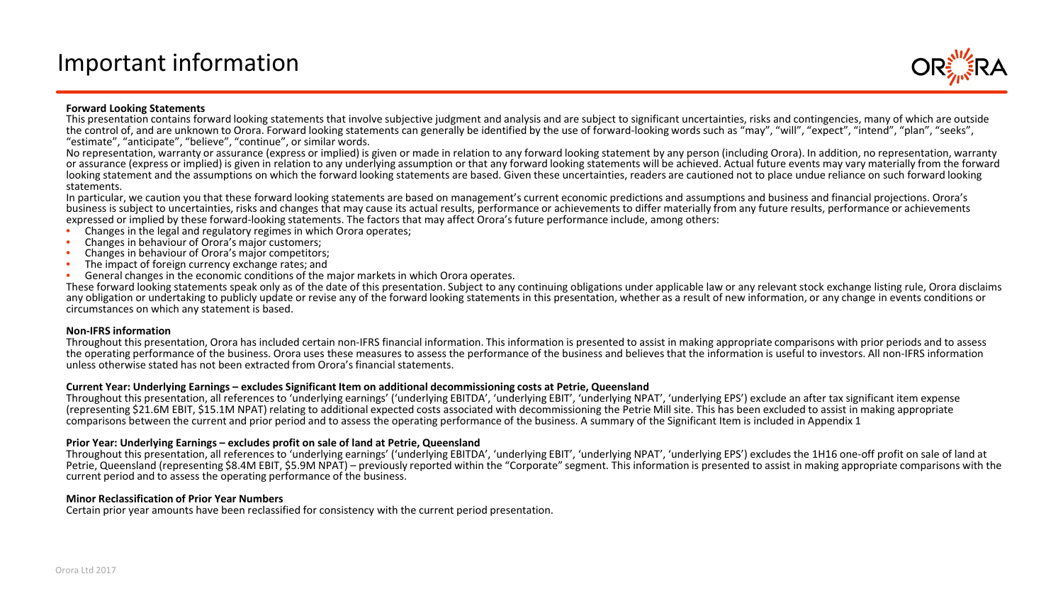# Important information

**Forward Looking Statements**

This presentation contains forward looking statements that involve subjective judgment and analysis and are subject to significant uncertainties, risks and contingencies, many of which are outside the control of, and are unknown to Orora. Forward looking statements can generally be identified by the use of forward-looking words such as "may", "will", "expect", "intend", "plan", "seeks", "estimate", "anticipate", "believe", "continue", or similar words.

No representation, warranty or assurance (express or implied) is given or made in relation to any forward looking statement by any person (including Orora). In addition, no representation, warranty or assurance (express or implied) is given in relation to any underlying assumption or that any forward looking statements will be achieved. Actual future events may vary materially from the forward looking statement and the assumptions on which the forward looking statements are based. Given these uncertainties, readers are cautioned not to place undue reliance on such forward looking statements.

In particular, we caution you that these forward looking statements are based on management's current economic predictions and assumptions and business and financial projections. Orora's business is subject to uncertainties, risks and changes that may cause its actual results, performance or achievements to differ materially from any future results, performance or achievements expressed or implied by these forward-looking statements. The factors that may affect Orora's future performance include, among others:

- Changes in the legal and regulatory regimes in which Orora operates;
- Changes in behaviour of Orora's major customers;
- Changes in behaviour of Orora's major competitors;
- The impact of foreign currency exchange rates; and
- General changes in the economic conditions of the major markets in which Orora operates.

These forward looking statements speak only as of the date of this presentation. Subject to any continuing obligations under applicable law or any relevant stock exchange listing rule, Orora disclaims any obligation or undertaking to publicly update or revise any of the forward looking statements in this presentation, whether as a result of new information, or any change in events conditions or circumstances on which any statement is based.

**Non-IFRS information**

Throughout this presentation, Orora has included certain non-IFRS financial information. This information is presented to assist in making appropriate comparisons with prior periods and to assess the operating performance of the business. Orora uses these measures to assess the performance of the business and believes that the information is useful to investors. All non-IFRS information unless otherwise stated has not been extracted from Orora's financial statements.

**Current Year: Underlying Earnings – excludes Significant Item on additional decommissioning costs at Petrie, Queensland**

Throughout this presentation, all references to 'underlying earnings' ('underlying EBITDA', 'underlying EBIT', 'underlying NPAT', 'underlying EPS') exclude an after tax significant item expense (representing $21.6M EBIT, $15.1M NPAT) relating to additional expected costs associated with decommissioning the Petrie Mill site. This has been excluded to assist in making appropriate comparisons between the current and prior period and to assess the operating performance of the business. A summary of the Significant Item is included in Appendix 1

**Prior Year: Underlying Earnings – excludes profit on sale of land at Petrie, Queensland**

Throughout this presentation, all references to 'underlying earnings' ('underlying EBITDA', 'underlying EBIT', 'underlying NPAT', 'underlying EPS') excludes the 1H16 one-off profit on sale of land at Petrie, Queensland (representing $8.4M EBIT, $5.9M NPAT) – previously reported within the "Corporate" segment. This information is presented to assist in making appropriate comparisons with the current period and to assess the operating performance of the business.

**Minor Reclassification of Prior Year Numbers**

Certain prior year amounts have been reclassified for consistency with the current period presentation.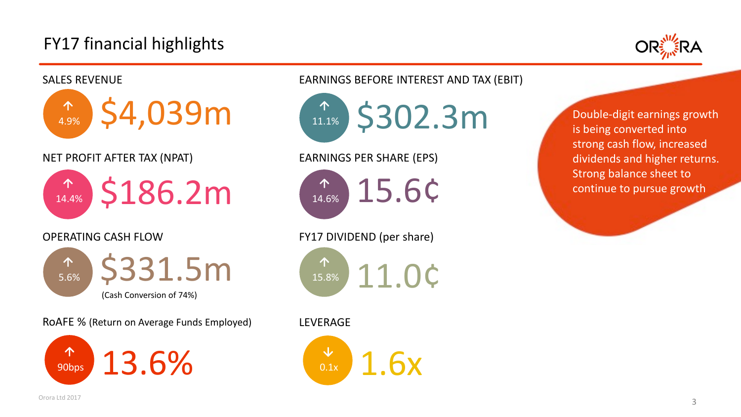# FY17 financial highlights

**SALES REVENUE**

↑ 4.9%

$4,039m

**NET PROFIT AFTER TAX (NPAT)**

↑ 14.4%

$186.2m

**OPERATING CASH FLOW**

↑ 5.6%

$331.5m

(Cash Conversion of 74%)

**RoAFE %** (Return on Average Funds Employed)

↑ 90bps

13.6%

**EARNINGS BEFORE INTEREST AND TAX (EBIT)**

↑ 11.1%

$302.3m

**EARNINGS PER SHARE (EPS)**

↑ 14.6%

15.6¢

**FY17 DIVIDEND (per share)**

↑ 15.8%

11.0¢

**LEVERAGE**

↓ 0.1x

1.6x

Double-digit earnings growth is being converted into strong cash flow, increased dividends and higher returns. Strong balance sheet to continue to pursue growth

Orora Ltd 2017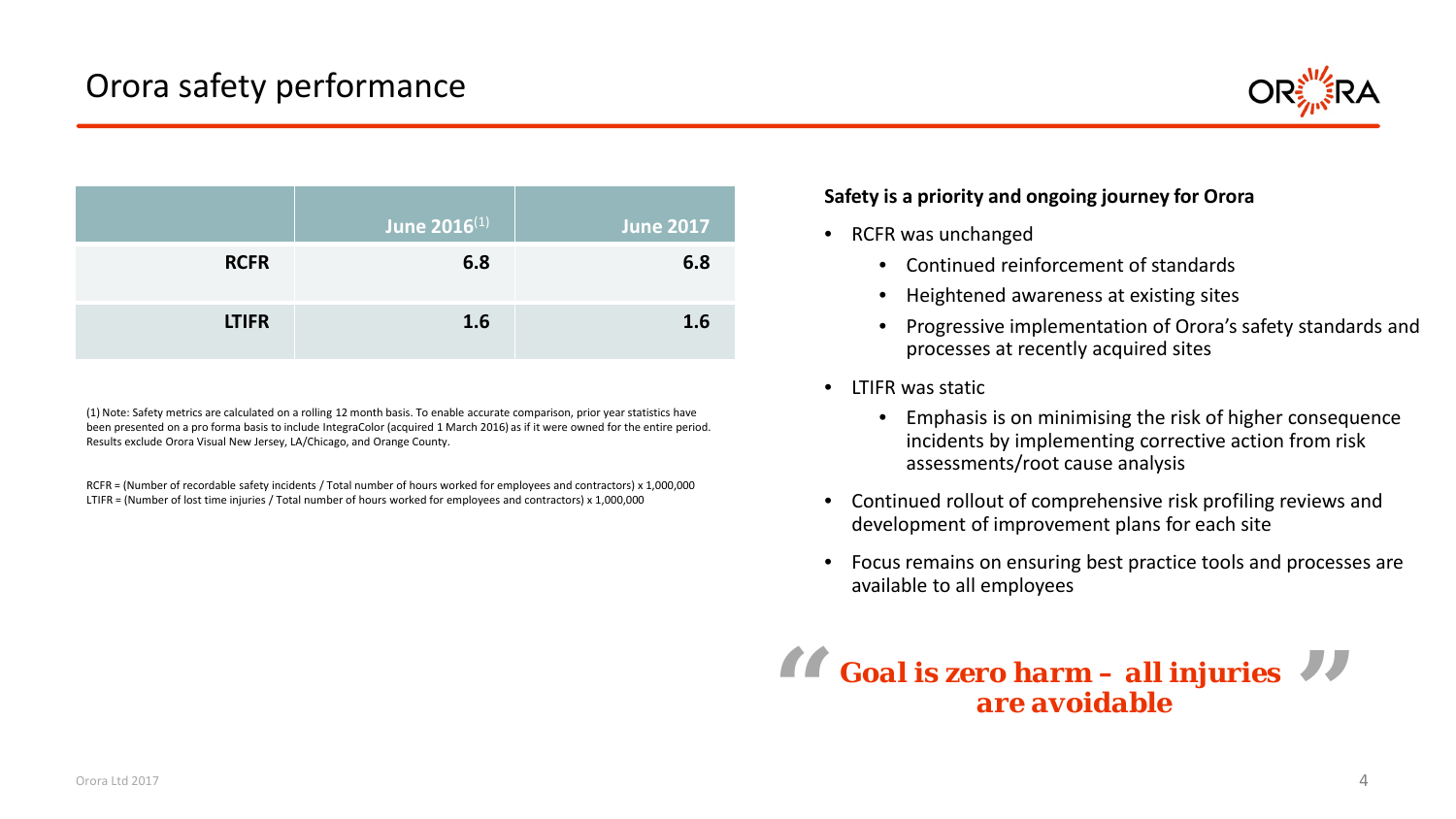# Orora safety performance

| | June 2016[1] | June 2017 |
|---|---|---|
| **RCFR** | **6.8** | **6.8** |
| **LTIFR** | **1.6** | **1.6** |

(1) Note: Safety metrics are calculated on a rolling 12 month basis. To enable accurate comparison, prior year statistics have been presented on a pro forma basis to include IntegraColor (acquired 1 March 2016) as if it were owned for the entire period. Results exclude Orora Visual New Jersey, LA/Chicago, and Orange County.

RCFR = (Number of recordable safety incidents / Total number of hours worked for employees and contractors) x 1,000,000
LTIFR = (Number of lost time injuries / Total number of hours worked for employees and contractors) x 1,000,000

**Safety is a priority and ongoing journey for Orora**

- RCFR was unchanged
  - Continued reinforcement of standards
  - Heightened awareness at existing sites
  - Progressive implementation of Orora's safety standards and processes at recently acquired sites
- LTIFR was static
  - Emphasis is on minimising the risk of higher consequence incidents by implementing corrective action from risk assessments/root cause analysis
- Continued rollout of comprehensive risk profiling reviews and development of improvement plans for each site
- Focus remains on ensuring best practice tools and processes are available to all employees

***"Goal is zero harm – all injuries are avoidable"***

Orora Ltd 2017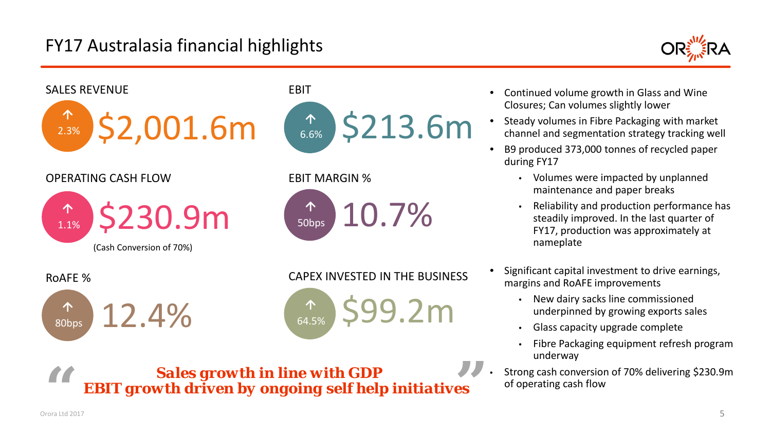# FY17 Australasia financial highlights

**SALES REVENUE**

↑ 2.3% — $2,001.6m

**EBIT**

↑ 6.6% — $213.6m

**OPERATING CASH FLOW**

↑ 1.1% — $230.9m

(Cash Conversion of 70%)

**EBIT MARGIN %**

↑ 50bps — 10.7%

**RoAFE %**

↑ 80bps — 12.4%

**CAPEX INVESTED IN THE BUSINESS**

↑ 64.5% — $99.2m

> **Sales growth in line with GDP**
> **EBIT growth driven by ongoing self help initiatives**

- Continued volume growth in Glass and Wine Closures; Can volumes slightly lower
- Steady volumes in Fibre Packaging with market channel and segmentation strategy tracking well
- B9 produced 373,000 tonnes of recycled paper during FY17
  - Volumes were impacted by unplanned maintenance and paper breaks
  - Reliability and production performance has steadily improved. In the last quarter of FY17, production was approximately at nameplate
- Significant capital investment to drive earnings, margins and RoAFE improvements
  - New dairy sacks line commissioned underpinned by growing exports sales
  - Glass capacity upgrade complete
  - Fibre Packaging equipment refresh program underway
- Strong cash conversion of 70% delivering $230.9m of operating cash flow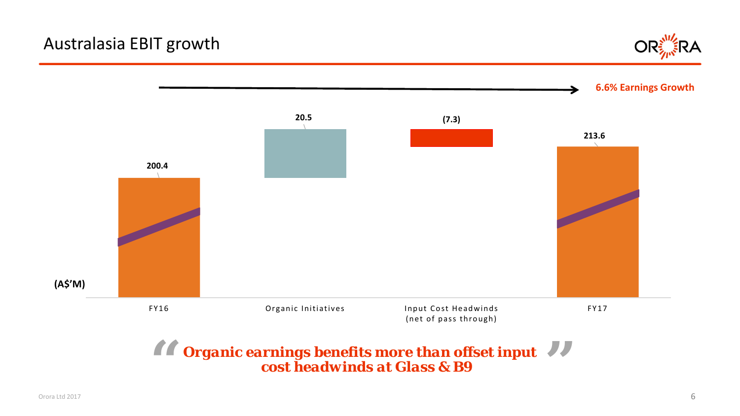# Australasia EBIT growth

6.6% Earnings Growth

(A$'M)

| FY16 | Organic Initiatives | Input Cost Headwinds (net of pass through) | FY17 |
|---|---|---|---|
| 200.4 | 20.5 | (7.3) | 213.6 |

***"Organic earnings benefits more than offset input cost headwinds at Glass & B9"***

Orora Ltd 2017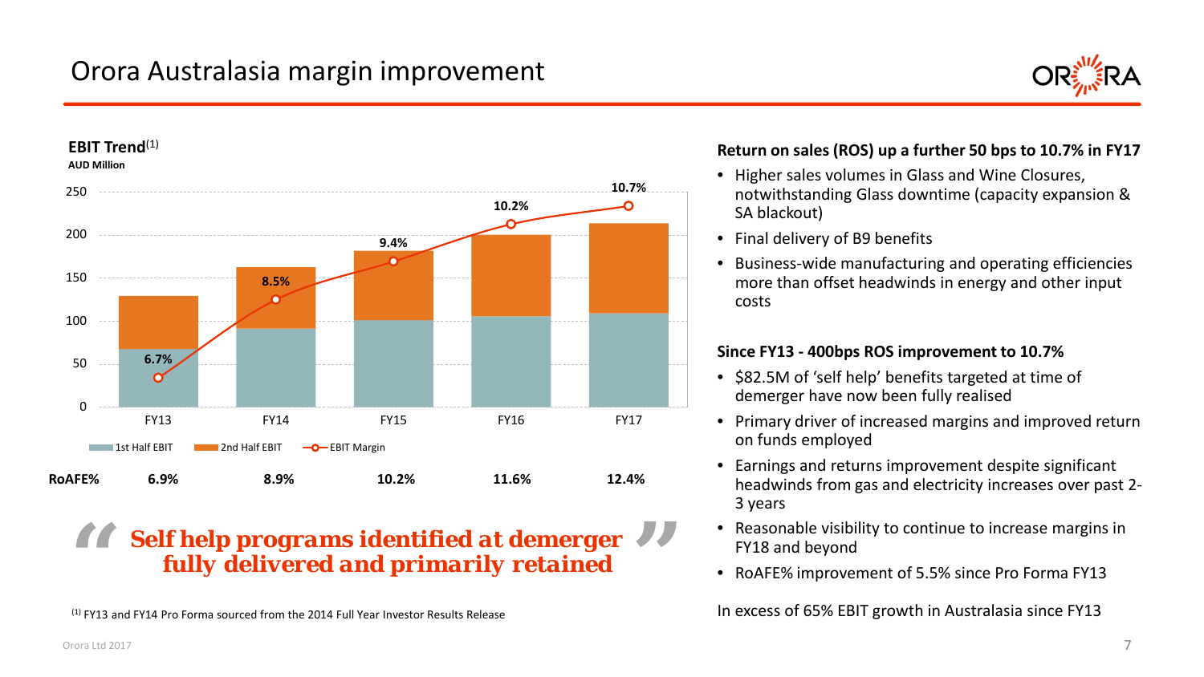# Orora Australasia margin improvement

**EBIT Trend**[1]
**AUD Million**

| | FY13 | FY14 | FY15 | FY16 | FY17 |
|---|---|---|---|---|---|
| EBIT Margin | 6.7% | 8.5% | 9.4% | 10.2% | 10.7% |
| **RoAFE%** | **6.9%** | **8.9%** | **10.2%** | **11.6%** | **12.4%** |

Legend: 1st Half EBIT, 2nd Half EBIT, EBIT Margin

*"**Self help programs identified at demerger fully delivered and primarily retained**"*

[1] FY13 and FY14 Pro Forma sourced from the 2014 Full Year Investor Results Release

**Return on sales (ROS) up a further 50 bps to 10.7% in FY17**

- Higher sales volumes in Glass and Wine Closures, notwithstanding Glass downtime (capacity expansion & SA blackout)
- Final delivery of B9 benefits
- Business-wide manufacturing and operating efficiencies more than offset headwinds in energy and other input costs

**Since FY13 - 400bps ROS improvement to 10.7%**

- $82.5M of 'self help' benefits targeted at time of demerger have now been fully realised
- Primary driver of increased margins and improved return on funds employed
- Earnings and returns improvement despite significant headwinds from gas and electricity increases over past 2-3 years
- Reasonable visibility to continue to increase margins in FY18 and beyond
- RoAFE% improvement of 5.5% since Pro Forma FY13

In excess of 65% EBIT growth in Australasia since FY13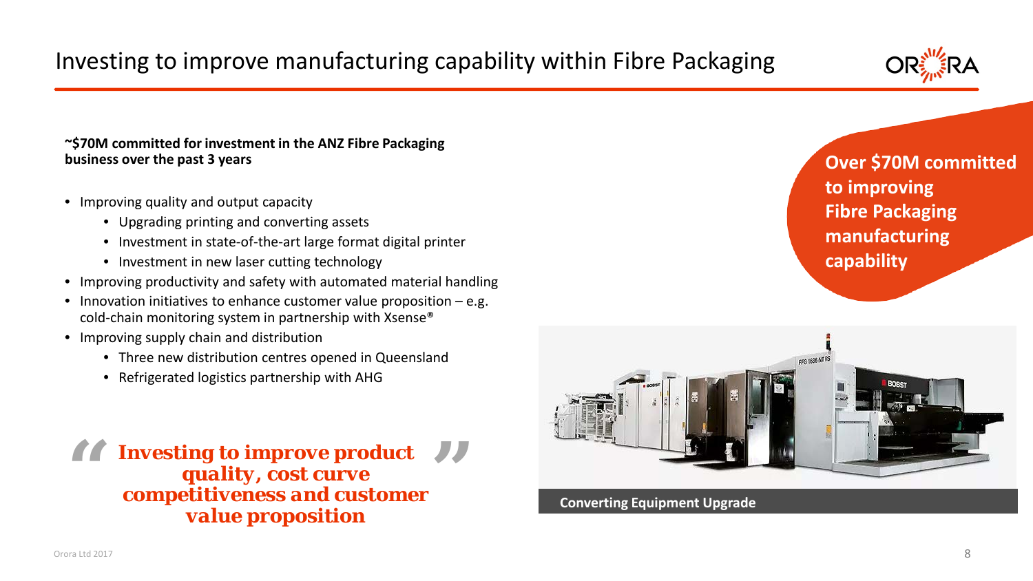# Investing to improve manufacturing capability within Fibre Packaging

**~$70M committed for investment in the ANZ Fibre Packaging business over the past 3 years**

- Improving quality and output capacity
  - Upgrading printing and converting assets
  - Investment in state-of-the-art large format digital printer
  - Investment in new laser cutting technology
- Improving productivity and safety with automated material handling
- Innovation initiatives to enhance customer value proposition – e.g. cold-chain monitoring system in partnership with Xsense®
- Improving supply chain and distribution
  - Three new distribution centres opened in Queensland
  - Refrigerated logistics partnership with AHG

***"Investing to improve product quality, cost curve competitiveness and customer value proposition"***

**Over $70M committed to improving Fibre Packaging manufacturing capability**

**Converting Equipment Upgrade**

Orora Ltd 2017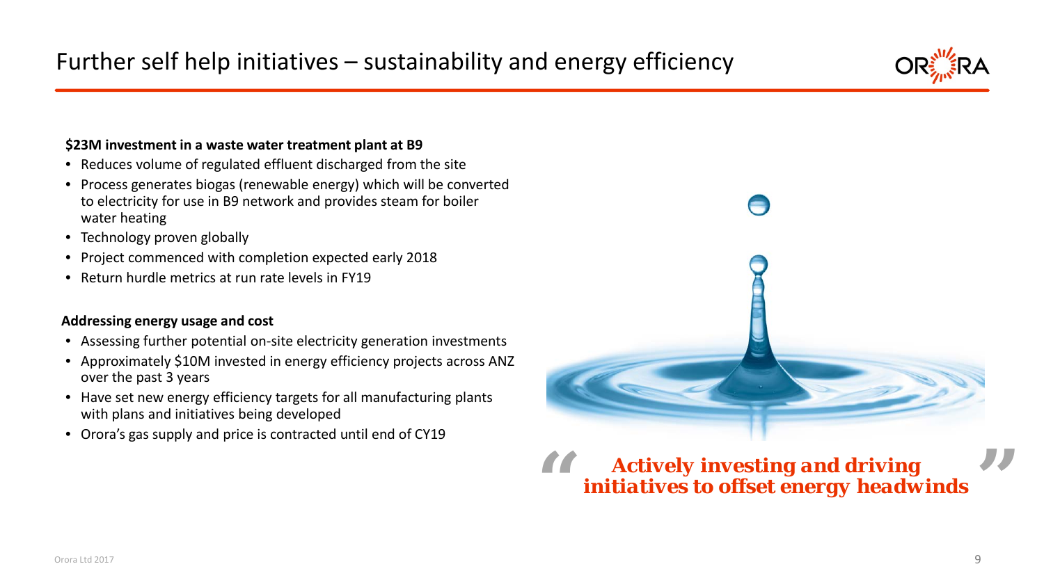# Further self help initiatives – sustainability and energy efficiency

**$23M investment in a waste water treatment plant at B9**

- Reduces volume of regulated effluent discharged from the site
- Process generates biogas (renewable energy) which will be converted to electricity for use in B9 network and provides steam for boiler water heating
- Technology proven globally
- Project commenced with completion expected early 2018
- Return hurdle metrics at run rate levels in FY19

**Addressing energy usage and cost**

- Assessing further potential on-site electricity generation investments
- Approximately $10M invested in energy efficiency projects across ANZ over the past 3 years
- Have set new energy efficiency targets for all manufacturing plants with plans and initiatives being developed
- Orora's gas supply and price is contracted until end of CY19

> ***"Actively investing and driving initiatives to offset energy headwinds"***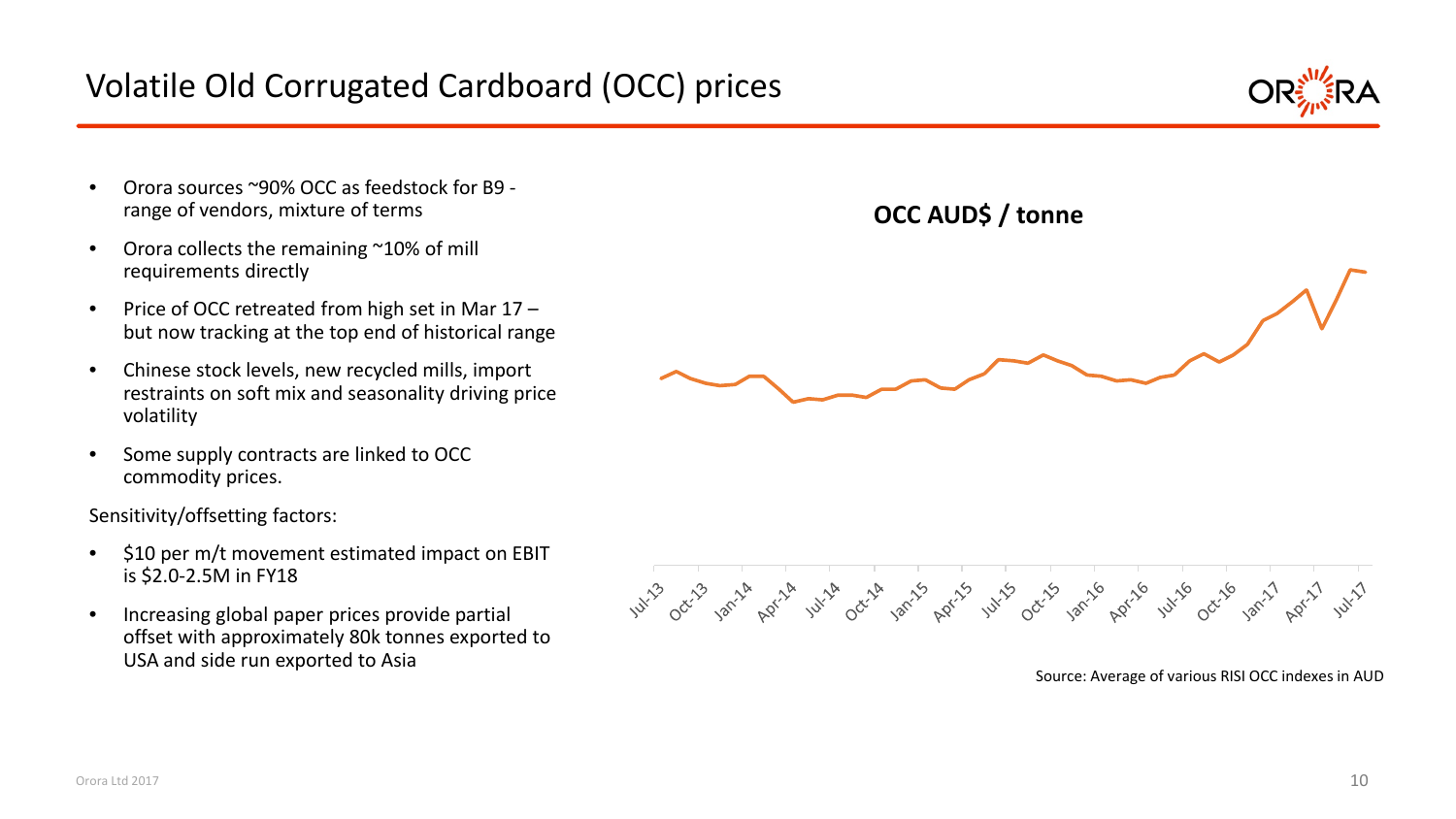# Volatile Old Corrugated Cardboard (OCC) prices

- Orora sources ~90% OCC as feedstock for B9 - range of vendors, mixture of terms
- Orora collects the remaining ~10% of mill requirements directly
- Price of OCC retreated from high set in Mar 17 – but now tracking at the top end of historical range
- Chinese stock levels, new recycled mills, import restraints on soft mix and seasonality driving price volatility
- Some supply contracts are linked to OCC commodity prices.

Sensitivity/offsetting factors:

- $10 per m/t movement estimated impact on EBIT is $2.0-2.5M in FY18
- Increasing global paper prices provide partial offset with approximately 80k tonnes exported to USA and side run exported to Asia

**OCC AUD$ / tonne**

Jul-13, Oct-13, Jan-14, Apr-14, Jul-14, Oct-14, Jan-15, Apr-15, Jul-15, Oct-15, Jan-16, Apr-16, Jul-16, Oct-16, Jan-17, Apr-17, Jul-17

Source: Average of various RISI OCC indexes in AUD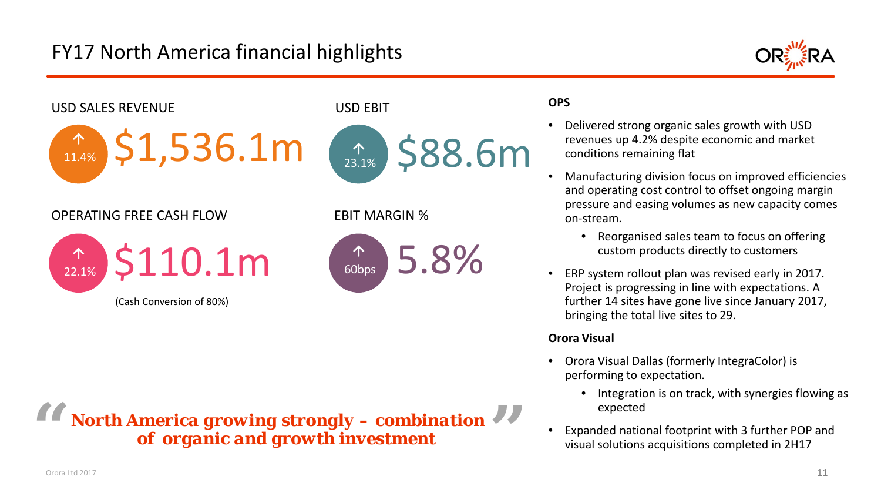# FY17 North America financial highlights

**USD SALES REVENUE**

↑ 11.4% **$1,536.1m**

**USD EBIT**

↑ 23.1% **$88.6m**

**OPERATING FREE CASH FLOW**

↑ 22.1% **$110.1m**

(Cash Conversion of 80%)

**EBIT MARGIN %**

↑ 60bps **5.8%**

*"North America growing strongly – combination of organic and growth investment"*

**OPS**

- Delivered strong organic sales growth with USD revenues up 4.2% despite economic and market conditions remaining flat
- Manufacturing division focus on improved efficiencies and operating cost control to offset ongoing margin pressure and easing volumes as new capacity comes on-stream.
  - Reorganised sales team to focus on offering custom products directly to customers
- ERP system rollout plan was revised early in 2017. Project is progressing in line with expectations. A further 14 sites have gone live since January 2017, bringing the total live sites to 29.

**Orora Visual**

- Orora Visual Dallas (formerly IntegraColor) is performing to expectation.
  - Integration is on track, with synergies flowing as expected
- Expanded national footprint with 3 further POP and visual solutions acquisitions completed in 2H17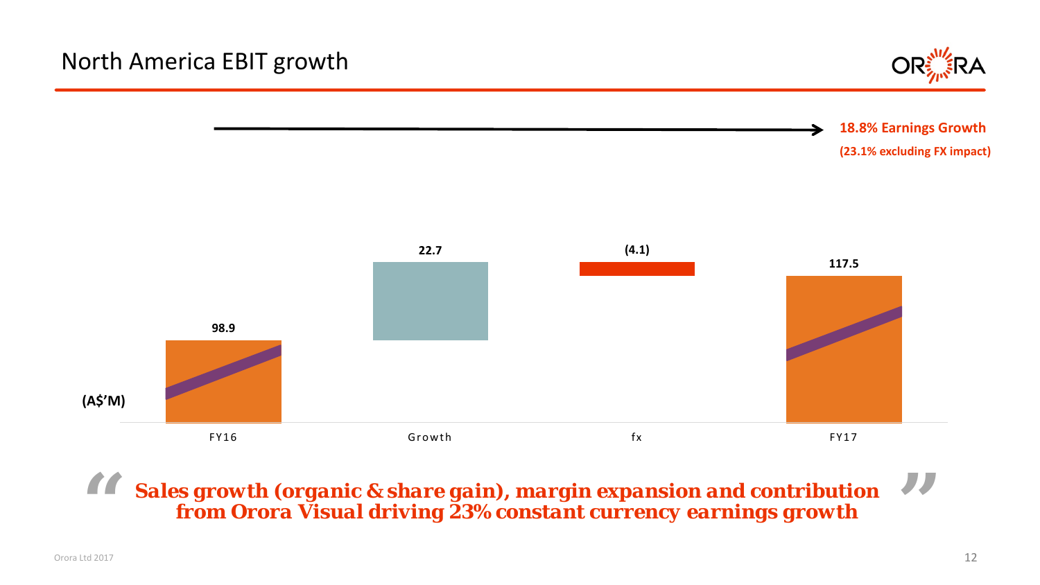# North America EBIT growth

**18.8% Earnings Growth**

**(23.1% excluding FX impact)**

(A$'M)

| FY16 | Growth | fx | FY17 |
|---|---|---|---|
| 98.9 | 22.7 | (4.1) | 117.5 |

***"Sales growth (organic & share gain), margin expansion and contribution from Orora Visual driving 23% constant currency earnings growth"***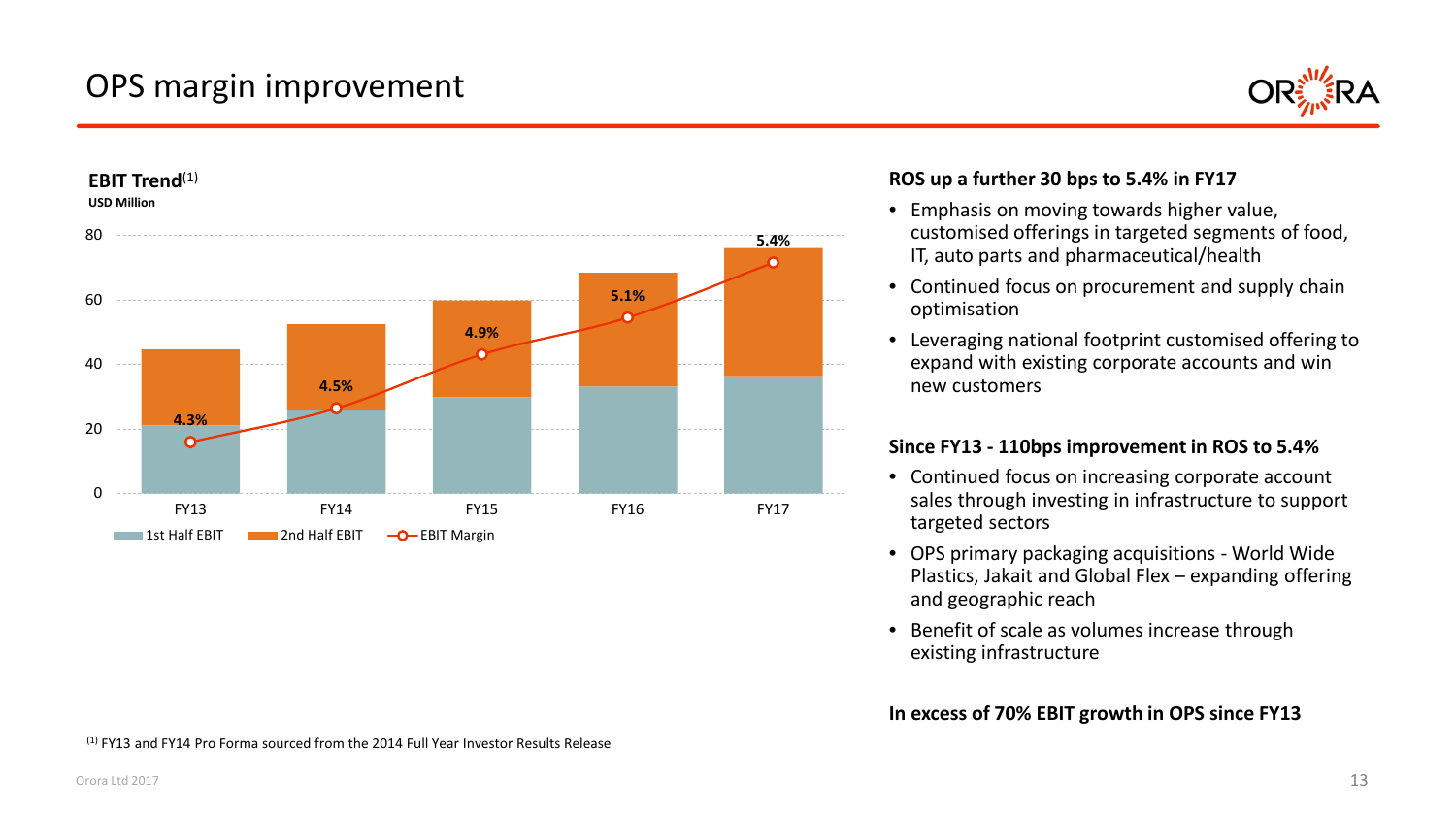# OPS margin improvement

**EBIT Trend**[1]
**USD Million**

| | FY13 | FY14 | FY15 | FY16 | FY17 |
|---|---|---|---|---|---|
| EBIT Margin | 4.3% | 4.5% | 4.9% | 5.1% | 5.4% |

Legend: 1st Half EBIT, 2nd Half EBIT, EBIT Margin

### ROS up a further 30 bps to 5.4% in FY17

- Emphasis on moving towards higher value, customised offerings in targeted segments of food, IT, auto parts and pharmaceutical/health
- Continued focus on procurement and supply chain optimisation
- Leveraging national footprint customised offering to expand with existing corporate accounts and win new customers

### Since FY13 - 110bps improvement in ROS to 5.4%

- Continued focus on increasing corporate account sales through investing in infrastructure to support targeted sectors
- OPS primary packaging acquisitions - World Wide Plastics, Jakait and Global Flex – expanding offering and geographic reach
- Benefit of scale as volumes increase through existing infrastructure

**In excess of 70% EBIT growth in OPS since FY13**

[1] FY13 and FY14 Pro Forma sourced from the 2014 Full Year Investor Results Release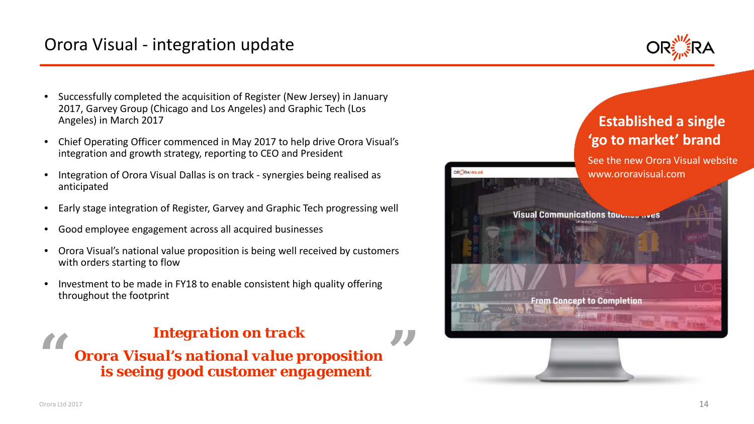# Orora Visual - integration update

- Successfully completed the acquisition of Register (New Jersey) in January 2017, Garvey Group (Chicago and Los Angeles) and Graphic Tech (Los Angeles) in March 2017
- Chief Operating Officer commenced in May 2017 to help drive Orora Visual's integration and growth strategy, reporting to CEO and President
- Integration of Orora Visual Dallas is on track - synergies being realised as anticipated
- Early stage integration of Register, Garvey and Graphic Tech progressing well
- Good employee engagement across all acquired businesses
- Orora Visual's national value proposition is being well received by customers with orders starting to flow
- Investment to be made in FY18 to enable consistent high quality offering throughout the footprint

> ***Integration on track***
>
> ***Orora Visual's national value proposition is seeing good customer engagement***

**Established a single 'go to market' brand**

See the new Orora Visual website www.ororavisual.com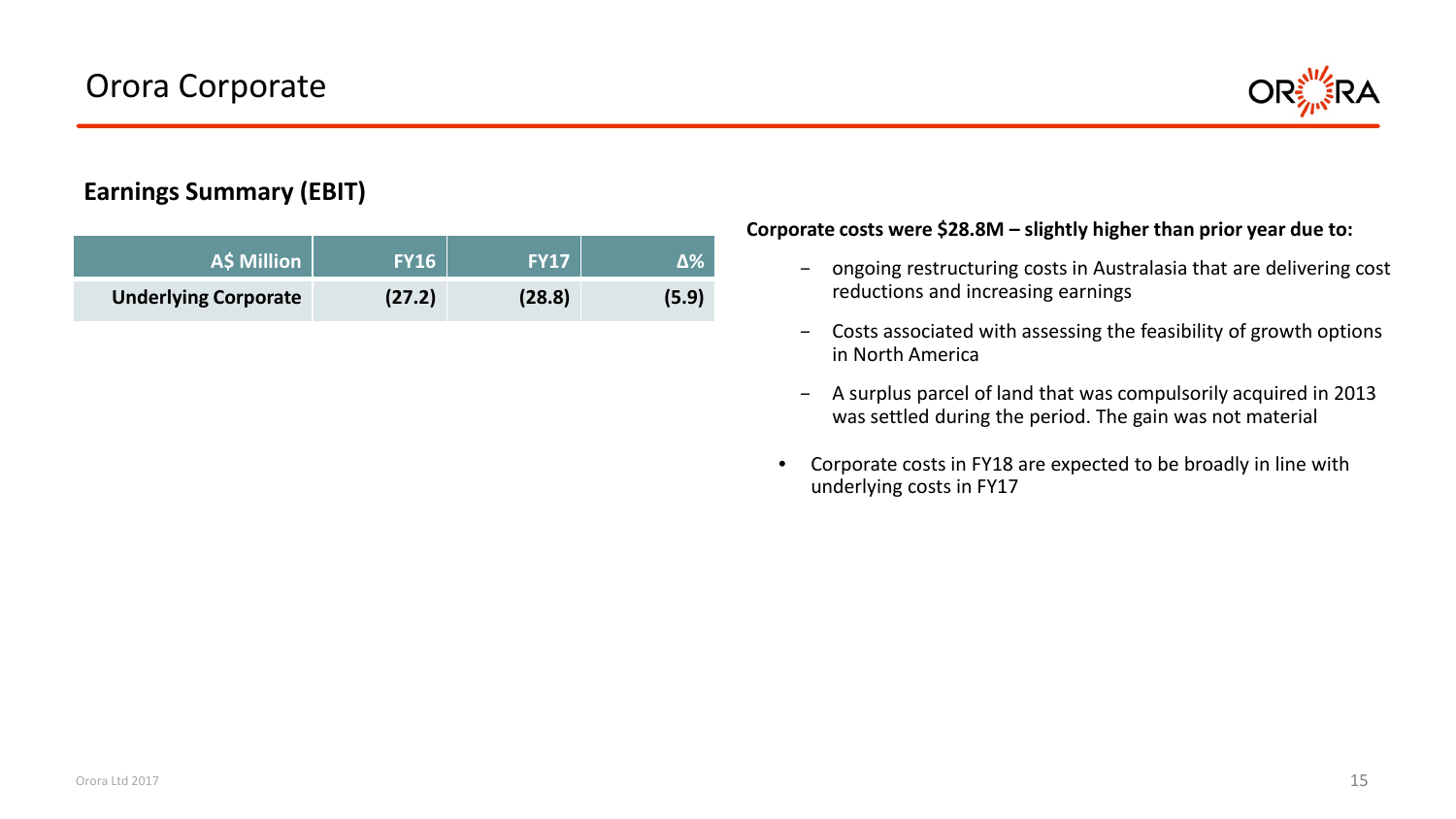# Orora Corporate

## Earnings Summary (EBIT)

| A$ Million | FY16 | FY17 | Δ% |
|---|---|---|---|
| **Underlying Corporate** | **(27.2)** | **(28.8)** | **(5.9)** |

**Corporate costs were $28.8M – slightly higher than prior year due to:**

- ongoing restructuring costs in Australasia that are delivering cost reductions and increasing earnings
- Costs associated with assessing the feasibility of growth options in North America
- A surplus parcel of land that was compulsorily acquired in 2013 was settled during the period. The gain was not material

- Corporate costs in FY18 are expected to be broadly in line with underlying costs in FY17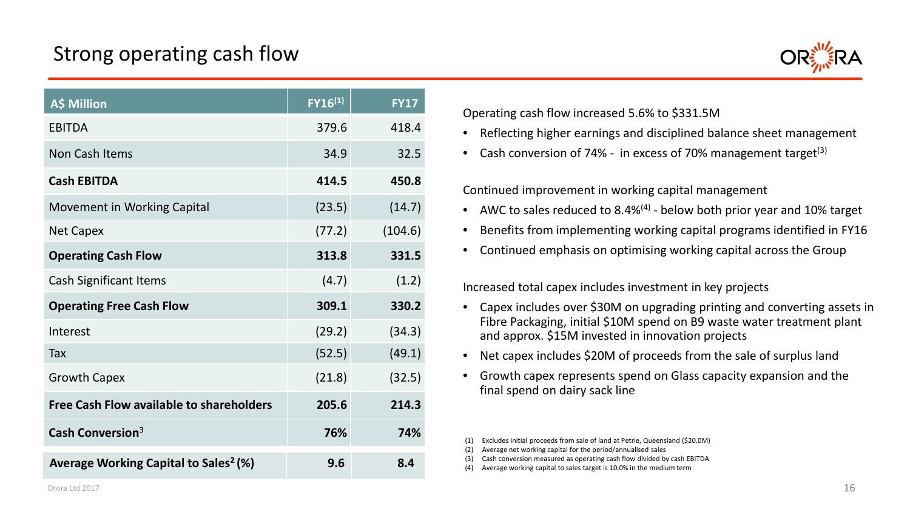# Strong operating cash flow

| A$ Million | FY16[1] | FY17 |
|---|---|---|
| EBITDA | 379.6 | 418.4 |
| Non Cash Items | 34.9 | 32.5 |
| **Cash EBITDA** | **414.5** | **450.8** |
| Movement in Working Capital | (23.5) | (14.7) |
| Net Capex | (77.2) | (104.6) |
| **Operating Cash Flow** | **313.8** | **331.5** |
| Cash Significant Items | (4.7) | (1.2) |
| **Operating Free Cash Flow** | **309.1** | **330.2** |
| Interest | (29.2) | (34.3) |
| Tax | (52.5) | (49.1) |
| Growth Capex | (21.8) | (32.5) |
| **Free Cash Flow available to shareholders** | **205.6** | **214.3** |
| **Cash Conversion**[3] | **76%** | **74%** |
| **Average Working Capital to Sales[2] (%)** | **9.6** | **8.4** |

Operating cash flow increased 5.6% to $331.5M

- Reflecting higher earnings and disciplined balance sheet management
- Cash conversion of 74% - in excess of 70% management target[3]

Continued improvement in working capital management

- AWC to sales reduced to 8.4%[4] - below both prior year and 10% target
- Benefits from implementing working capital programs identified in FY16
- Continued emphasis on optimising working capital across the Group

Increased total capex includes investment in key projects

- Capex includes over $30M on upgrading printing and converting assets in Fibre Packaging, initial $10M spend on B9 waste water treatment plant and approx. $15M invested in innovation projects
- Net capex includes $20M of proceeds from the sale of surplus land
- Growth capex represents spend on Glass capacity expansion and the final spend on dairy sack line

(1) Excludes initial proceeds from sale of land at Petrie, Queensland ($20.0M)
(2) Average net working capital for the period/annualised sales
(3) Cash conversion measured as operating cash flow divided by cash EBITDA
(4) Average working capital to sales target is 10.0% in the medium term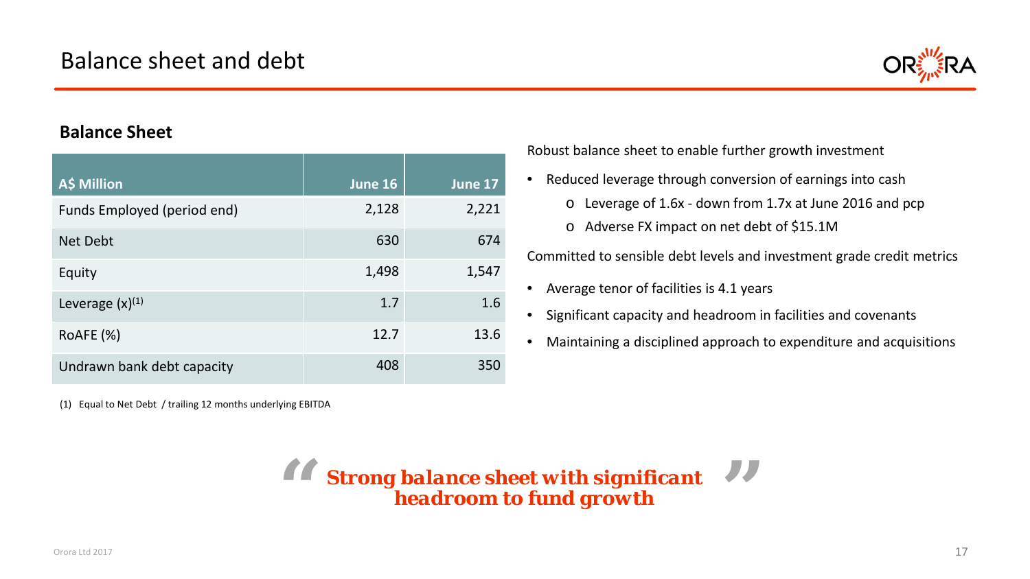# Balance sheet and debt

## Balance Sheet

| A$ Million | June 16 | June 17 |
|---|---|---|
| Funds Employed (period end) | 2,128 | 2,221 |
| Net Debt | 630 | 674 |
| Equity | 1,498 | 1,547 |
| Leverage (x)[1] | 1.7 | 1.6 |
| RoAFE (%) | 12.7 | 13.6 |
| Undrawn bank debt capacity | 408 | 350 |

(1) Equal to Net Debt / trailing 12 months underlying EBITDA

Robust balance sheet to enable further growth investment

- Reduced leverage through conversion of earnings into cash
  - Leverage of 1.6x - down from 1.7x at June 2016 and pcp
  - Adverse FX impact on net debt of $15.1M

Committed to sensible debt levels and investment grade credit metrics

- Average tenor of facilities is 4.1 years
- Significant capacity and headroom in facilities and covenants
- Maintaining a disciplined approach to expenditure and acquisitions

> ***"Strong balance sheet with significant headroom to fund growth"***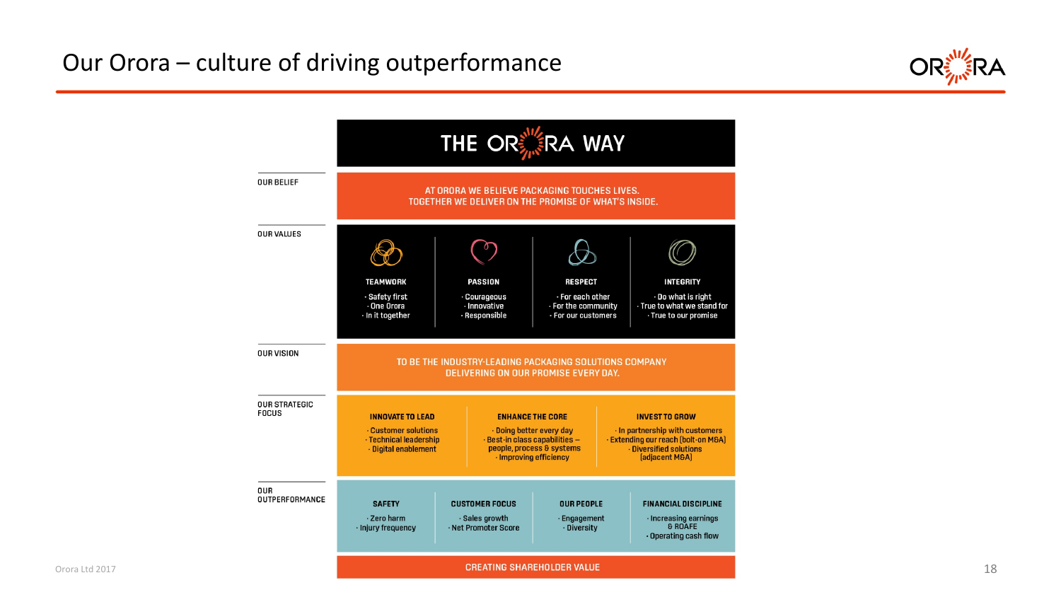# Our Orora – culture of driving outperformance

## THE ORORA WAY

**OUR BELIEF**

AT ORORA WE BELIEVE PACKAGING TOUCHES LIVES.
TOGETHER WE DELIVER ON THE PROMISE OF WHAT'S INSIDE.

**OUR VALUES**

| TEAMWORK | PASSION | RESPECT | INTEGRITY |
|---|---|---|---|
| · Safety first<br>· One Orora<br>· In it together | · Courageous<br>· Innovative<br>· Responsible | · For each other<br>· For the community<br>· For our customers | · Do what is right<br>· True to what we stand for<br>· True to our promise |

**OUR VISION**

TO BE THE INDUSTRY-LEADING PACKAGING SOLUTIONS COMPANY
DELIVERING ON OUR PROMISE EVERY DAY.

**OUR STRATEGIC FOCUS**

| INNOVATE TO LEAD | ENHANCE THE CORE | INVEST TO GROW |
|---|---|---|
| · Customer solutions<br>· Technical leadership<br>· Digital enablement | · Doing better every day<br>· Best-in class capabilities – people, process & systems<br>· Improving efficiency | · In partnership with customers<br>· Extending our reach (bolt-on M&A)<br>· Diversified solutions (adjacent M&A) |

**OUR OUTPERFORMANCE**

| SAFETY | CUSTOMER FOCUS | OUR PEOPLE | FINANCIAL DISCIPLINE |
|---|---|---|---|
| · Zero harm<br>· Injury frequency | · Sales growth<br>· Net Promoter Score | · Engagement<br>· Diversity | · Increasing earnings & ROAFE<br>· Operating cash flow |

CREATING SHAREHOLDER VALUE

Orora Ltd 2017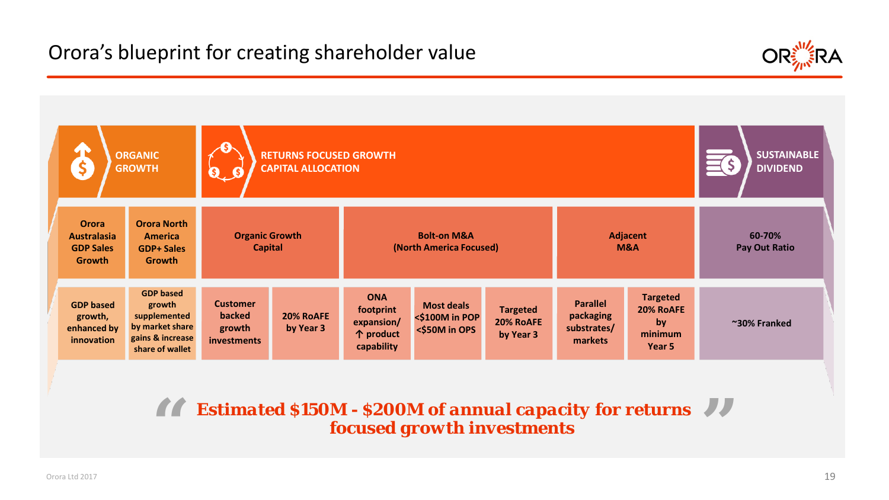# Orora's blueprint for creating shareholder value

| ORGANIC GROWTH | | RETURNS FOCUSED GROWTH CAPITAL ALLOCATION | | | | | | SUSTAINABLE DIVIDEND |
|---|---|---|---|---|---|---|---|---|
| Orora Australasia GDP Sales Growth | Orora North America GDP+ Sales Growth | Organic Growth Capital | | Bolt-on M&A (North America Focused) | | | Adjacent M&A | | 60-70% Pay Out Ratio |
| GDP based growth, enhanced by innovation | GDP based growth supplemented by market share gains & increase share of wallet | Customer backed growth investments | 20% RoAFE by Year 3 | ONA footprint expansion/ ↑ product capability | Most deals <$100M in POP <$50M in OPS | Targeted 20% RoAFE by Year 3 | Parallel packaging substrates/ markets | Targeted 20% RoAFE by minimum Year 5 | ~30% Franked |

**"Estimated $150M - $200M of annual capacity for returns focused growth investments"**

Orora Ltd 2017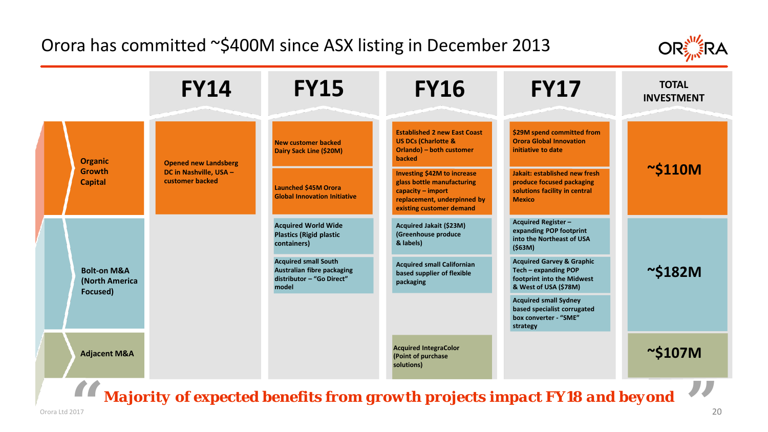# Orora has committed ~$400M since ASX listing in December 2013

| | FY14 | FY15 | FY16 | FY17 | TOTAL INVESTMENT |
|---|---|---|---|---|---|
| **Organic Growth Capital** | Opened new Landsberg DC in Nashville, USA – customer backed | New customer backed Dairy Sack Line ($20M)<br><br>Launched $45M Orora Global Innovation Initiative | Established 2 new East Coast US DCs (Charlotte & Orlando) – both customer backed<br><br>Investing $42M to increase glass bottle manufacturing capacity – import replacement, underpinned by existing customer demand | $29M spend committed from Orora Global Innovation initiative to date<br><br>Jakait: established new fresh produce focused packaging solutions facility in central Mexico | **~$110M** |
| **Bolt-on M&A (North America Focused)** | | Acquired World Wide Plastics (Rigid plastic containers)<br><br>Acquired small South Australian fibre packaging distributor – "Go Direct" model | Acquired Jakait ($23M) (Greenhouse produce & labels)<br><br>Acquired small Californian based supplier of flexible packaging | Acquired Register – expanding POP footprint into the Northeast of USA ($63M)<br><br>Acquired Garvey & Graphic Tech – expanding POP footprint into the Midwest & West of USA ($78M)<br><br>Acquired small Sydney based specialist corrugated box converter - "SME" strategy | **~$182M** |
| **Adjacent M&A** | | | Acquired IntegraColor (Point of purchase solutions) | | **~$107M** |

***"Majority of expected benefits from growth projects impact FY18 and beyond"***

Orora Ltd 2017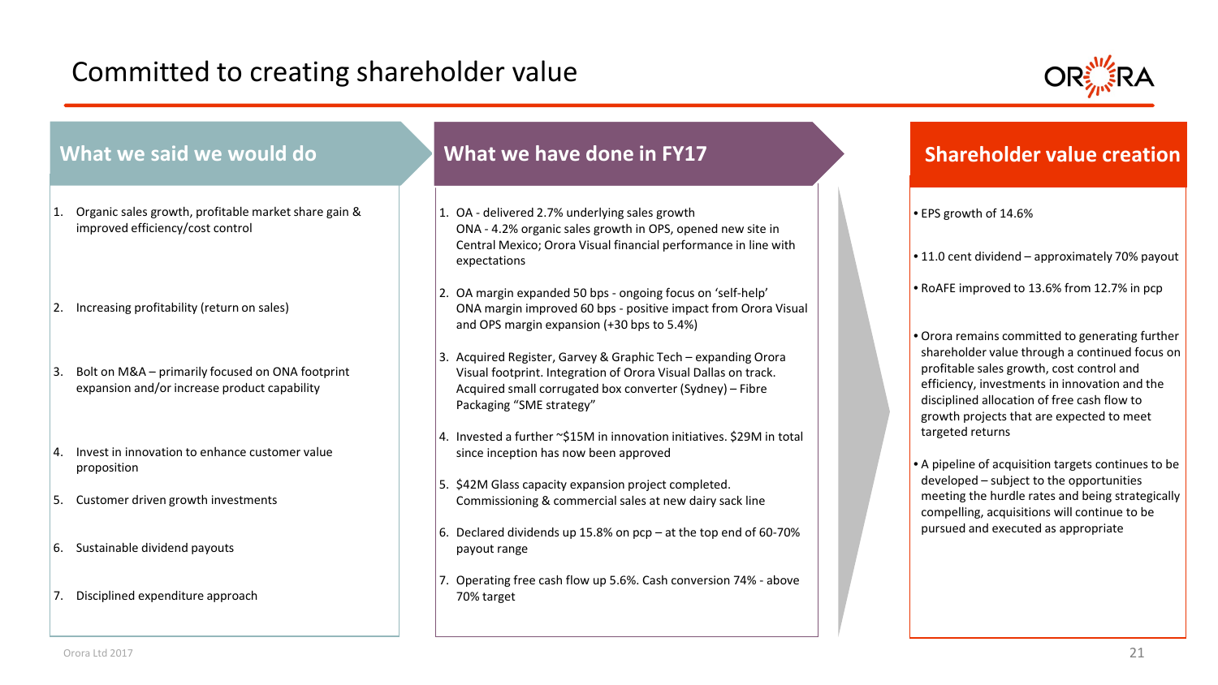# Committed to creating shareholder value

## What we said we would do

1. Organic sales growth, profitable market share gain & improved efficiency/cost control
2. Increasing profitability (return on sales)
3. Bolt on M&A – primarily focused on ONA footprint expansion and/or increase product capability
4. Invest in innovation to enhance customer value proposition
5. Customer driven growth investments
6. Sustainable dividend payouts
7. Disciplined expenditure approach

## What we have done in FY17

1. OA - delivered 2.7% underlying sales growth
   ONA - 4.2% organic sales growth in OPS, opened new site in Central Mexico; Orora Visual financial performance in line with expectations
2. OA margin expanded 50 bps - ongoing focus on 'self-help'
   ONA margin improved 60 bps - positive impact from Orora Visual and OPS margin expansion (+30 bps to 5.4%)
3. Acquired Register, Garvey & Graphic Tech – expanding Orora Visual footprint. Integration of Orora Visual Dallas on track. Acquired small corrugated box converter (Sydney) – Fibre Packaging "SME strategy"
4. Invested a further ~$15M in innovation initiatives. $29M in total since inception has now been approved
5. $42M Glass capacity expansion project completed. Commissioning & commercial sales at new dairy sack line
6. Declared dividends up 15.8% on pcp – at the top end of 60-70% payout range
7. Operating free cash flow up 5.6%. Cash conversion 74% - above 70% target

## Shareholder value creation

- EPS growth of 14.6%
- 11.0 cent dividend – approximately 70% payout
- RoAFE improved to 13.6% from 12.7% in pcp
- Orora remains committed to generating further shareholder value through a continued focus on profitable sales growth, cost control and efficiency, investments in innovation and the disciplined allocation of free cash flow to growth projects that are expected to meet targeted returns
- A pipeline of acquisition targets continues to be developed – subject to the opportunities meeting the hurdle rates and being strategically compelling, acquisitions will continue to be pursued and executed as appropriate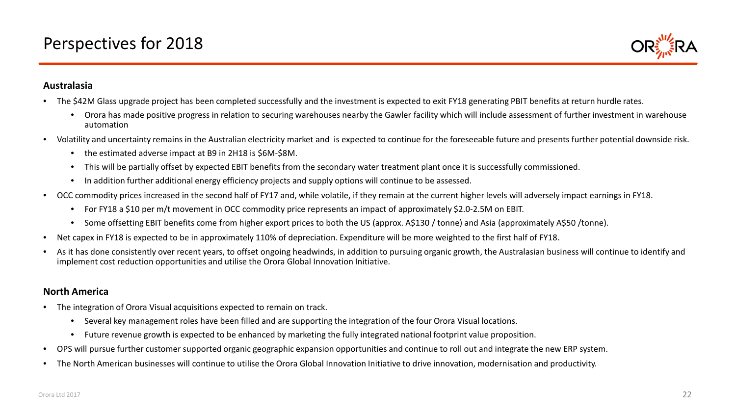# Perspectives for 2018

**Australasia**

- The $42M Glass upgrade project has been completed successfully and the investment is expected to exit FY18 generating PBIT benefits at return hurdle rates.
  - Orora has made positive progress in relation to securing warehouses nearby the Gawler facility which will include assessment of further investment in warehouse automation
- Volatility and uncertainty remains in the Australian electricity market and is expected to continue for the foreseeable future and presents further potential downside risk.
  - the estimated adverse impact at B9 in 2H18 is $6M-$8M.
  - This will be partially offset by expected EBIT benefits from the secondary water treatment plant once it is successfully commissioned.
  - In addition further additional energy efficiency projects and supply options will continue to be assessed.
- OCC commodity prices increased in the second half of FY17 and, while volatile, if they remain at the current higher levels will adversely impact earnings in FY18.
  - For FY18 a $10 per m/t movement in OCC commodity price represents an impact of approximately $2.0-2.5M on EBIT.
  - Some offsetting EBIT benefits come from higher export prices to both the US (approx. A$130 / tonne) and Asia (approximately A$50 /tonne).
- Net capex in FY18 is expected to be in approximately 110% of depreciation. Expenditure will be more weighted to the first half of FY18.
- As it has done consistently over recent years, to offset ongoing headwinds, in addition to pursuing organic growth, the Australasian business will continue to identify and implement cost reduction opportunities and utilise the Orora Global Innovation Initiative.

**North America**

- The integration of Orora Visual acquisitions expected to remain on track.
  - Several key management roles have been filled and are supporting the integration of the four Orora Visual locations.
  - Future revenue growth is expected to be enhanced by marketing the fully integrated national footprint value proposition.
- OPS will pursue further customer supported organic geographic expansion opportunities and continue to roll out and integrate the new ERP system.
- The North American businesses will continue to utilise the Orora Global Innovation Initiative to drive innovation, modernisation and productivity.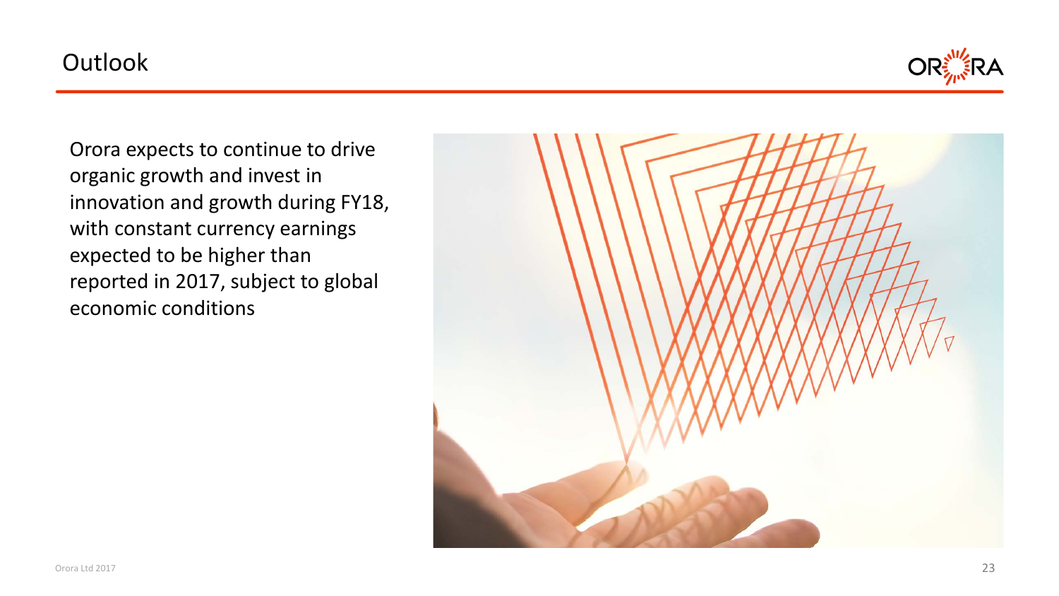# Outlook

Orora expects to continue to drive organic growth and invest in innovation and growth during FY18, with constant currency earnings expected to be higher than reported in 2017, subject to global economic conditions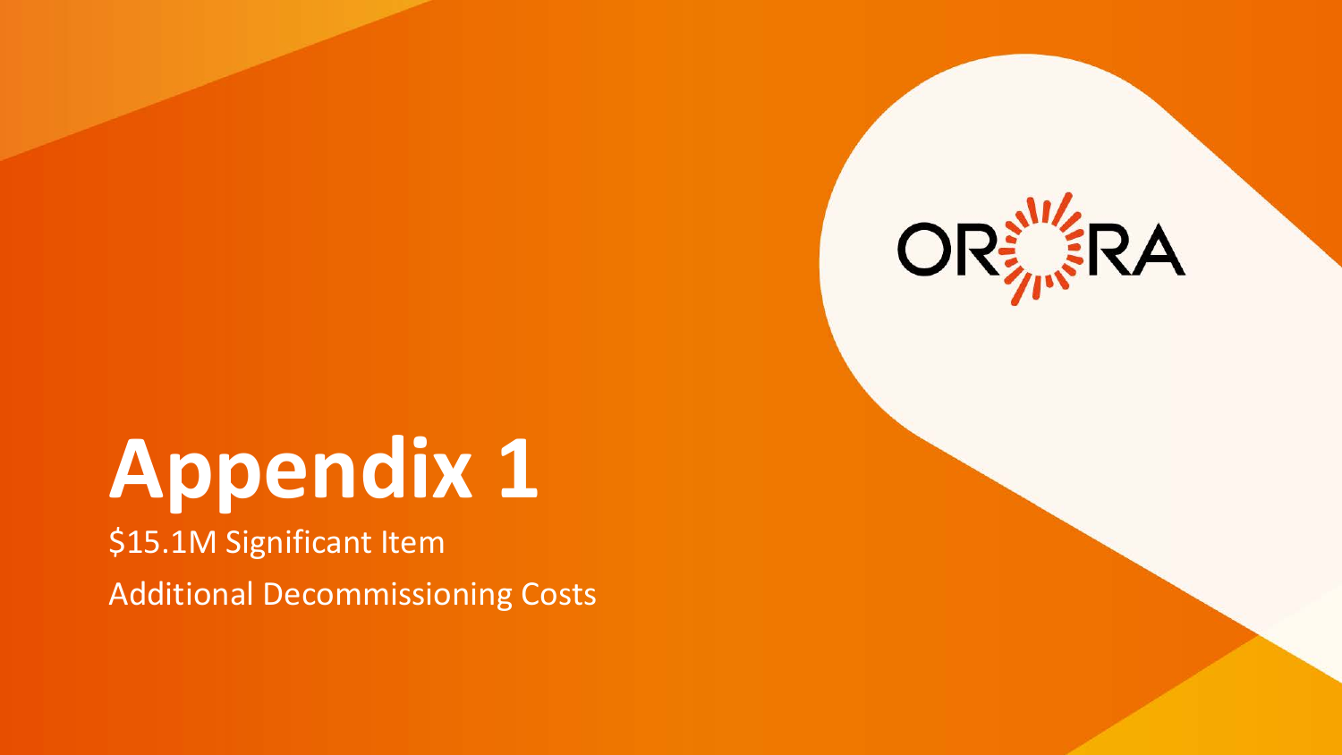# Appendix 1

$15.1M Significant Item

Additional Decommissioning Costs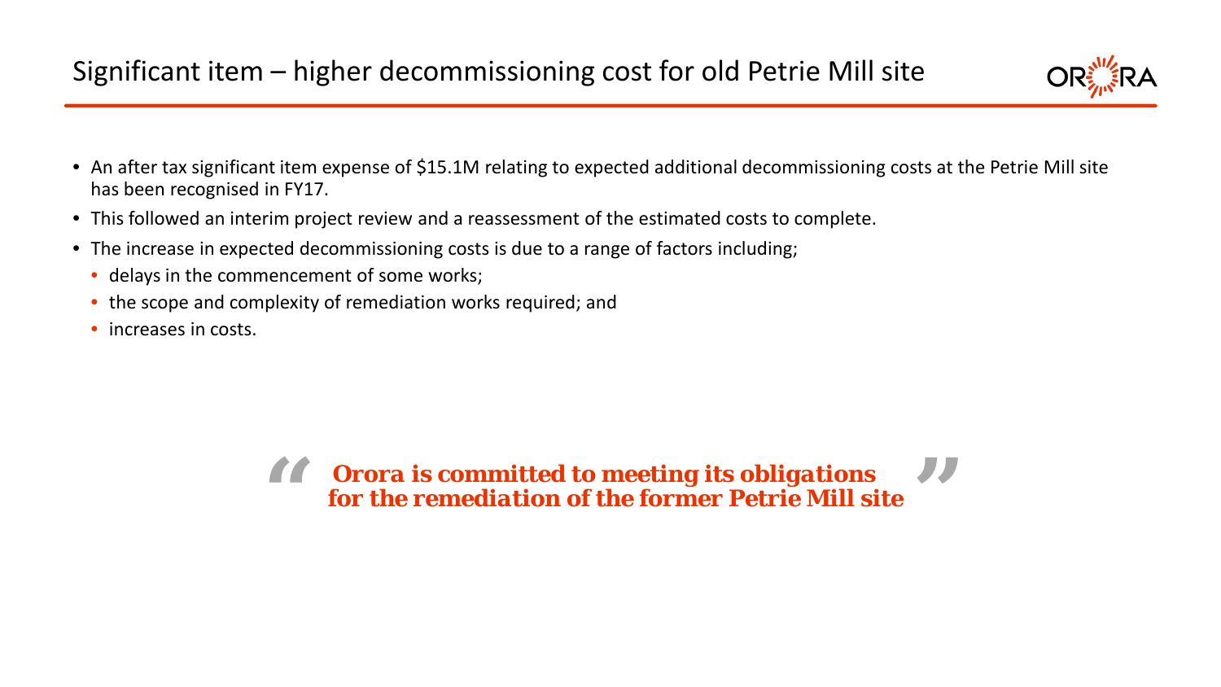# Significant item – higher decommissioning cost for old Petrie Mill site

- An after tax significant item expense of $15.1M relating to expected additional decommissioning costs at the Petrie Mill site has been recognised in FY17.
- This followed an interim project review and a reassessment of the estimated costs to complete.
- The increase in expected decommissioning costs is due to a range of factors including;
  - delays in the commencement of some works;
  - the scope and complexity of remediation works required; and
  - increases in costs.

> ***"Orora is committed to meeting its obligations for the remediation of the former Petrie Mill site"***